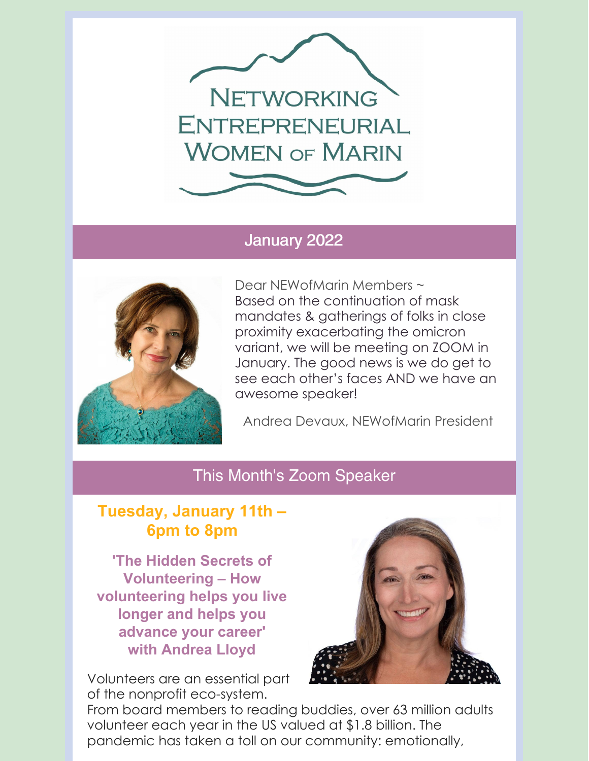# Networking Entrepreneurial Women of Marin

## January 2022

Dear NEWofMarin Members ~
Based on the continuation of mask mandates & gatherings of folks in close proximity exacerbating the omicron variant, we will be meeting on ZOOM in January. The good news is we do get to see each other's faces AND we have an awesome speaker!

Andrea Devaux, NEWofMarin President

## This Month's Zoom Speaker

**Tuesday, January 11th – 6pm to 8pm**

**'The Hidden Secrets of Volunteering – How volunteering helps you live longer and helps you advance your career' with Andrea Lloyd**

Volunteers are an essential part of the nonprofit eco-system. From board members to reading buddies, over 63 million adults volunteer each year in the US valued at $1.8 billion. The pandemic has taken a toll on our community: emotionally,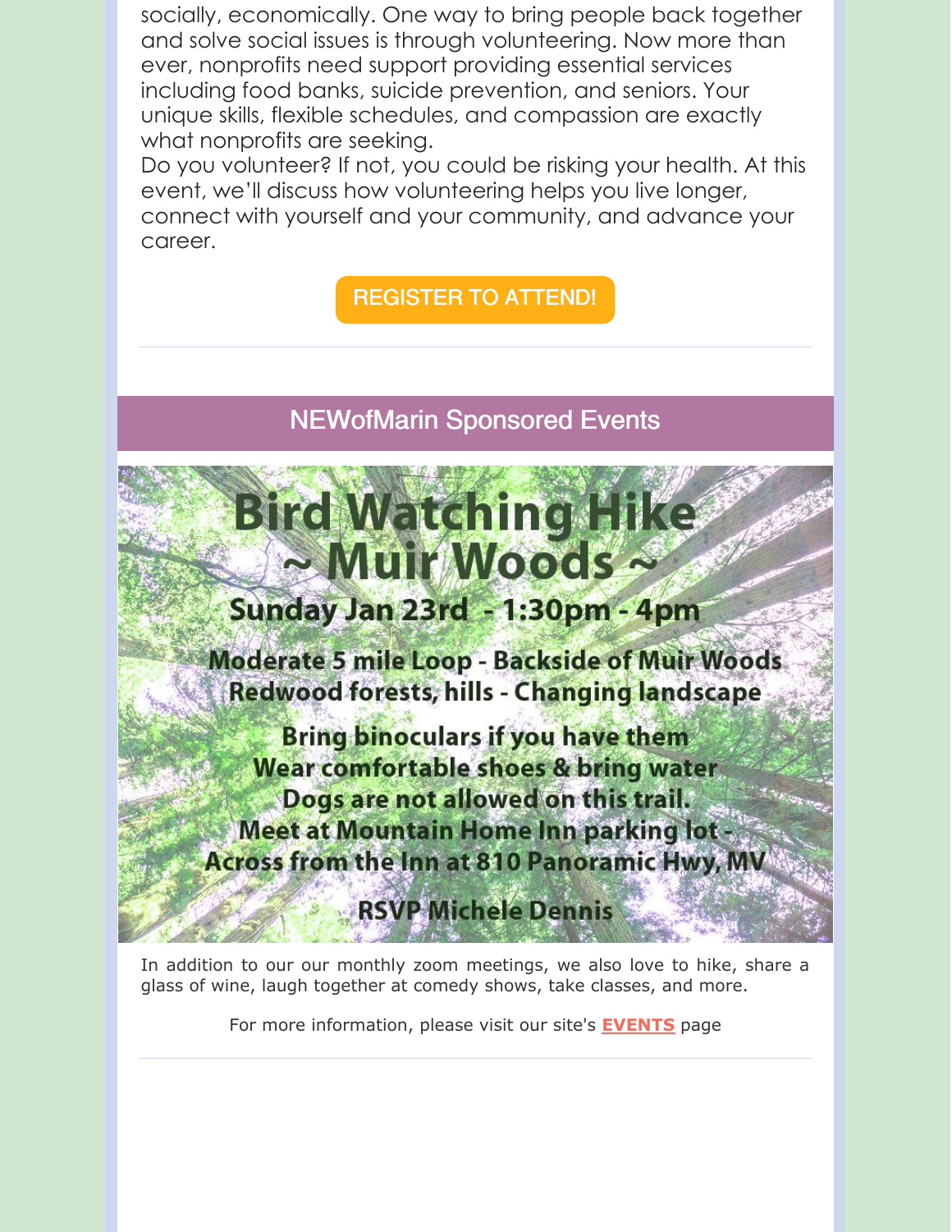socially, economically. One way to bring people back together and solve social issues is through volunteering. Now more than ever, nonprofits need support providing essential services including food banks, suicide prevention, and seniors. Your unique skills, flexible schedules, and compassion are exactly what nonprofits are seeking.
Do you volunteer? If not, you could be risking your health. At this event, we'll discuss how volunteering helps you live longer, connect with yourself and your community, and advance your career.

REGISTER TO ATTEND!

---

## NEWofMarin Sponsored Events

# Bird Watching Hike
# ~ Muir Woods ~

**Sunday Jan 23rd - 1:30pm - 4pm**

**Moderate 5 mile Loop - Backside of Muir Woods**
**Redwood forests, hills - Changing landscape**

**Bring binoculars if you have them**
**Wear comfortable shoes & bring water**
**Dogs are not allowed on this trail.**
**Meet at Mountain Home Inn parking lot - Across from the Inn at 810 Panoramic Hwy, MV**

**RSVP Michele Dennis**

In addition to our our monthly zoom meetings, we also love to hike, share a glass of wine, laugh together at comedy shows, take classes, and more.

For more information, please visit our site's **EVENTS** page

---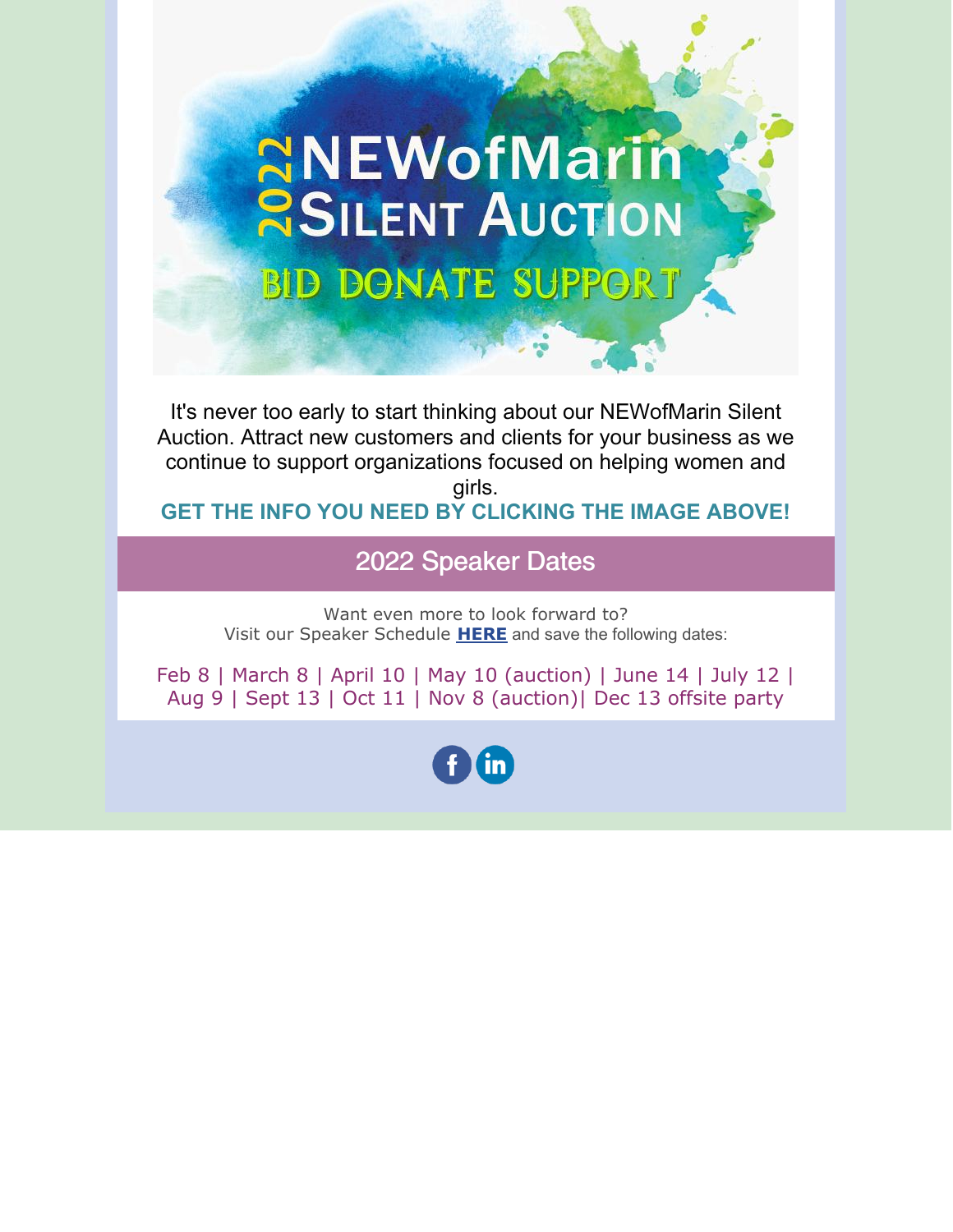2022 NEWofMarin
Silent Auction
BID DONATE SUPPORT

It's never too early to start thinking about our NEWofMarin Silent Auction. Attract new customers and clients for your business as we continue to support organizations focused on helping women and girls.

**GET THE INFO YOU NEED BY CLICKING THE IMAGE ABOVE!**

## 2022 Speaker Dates

Want even more to look forward to?
Visit our Speaker Schedule **HERE** and save the following dates:

Feb 8 | March 8 | April 10 | May 10 (auction) | June 14 | July 12 | Aug 9 | Sept 13 | Oct 11 | Nov 8 (auction)| Dec 13 offsite party